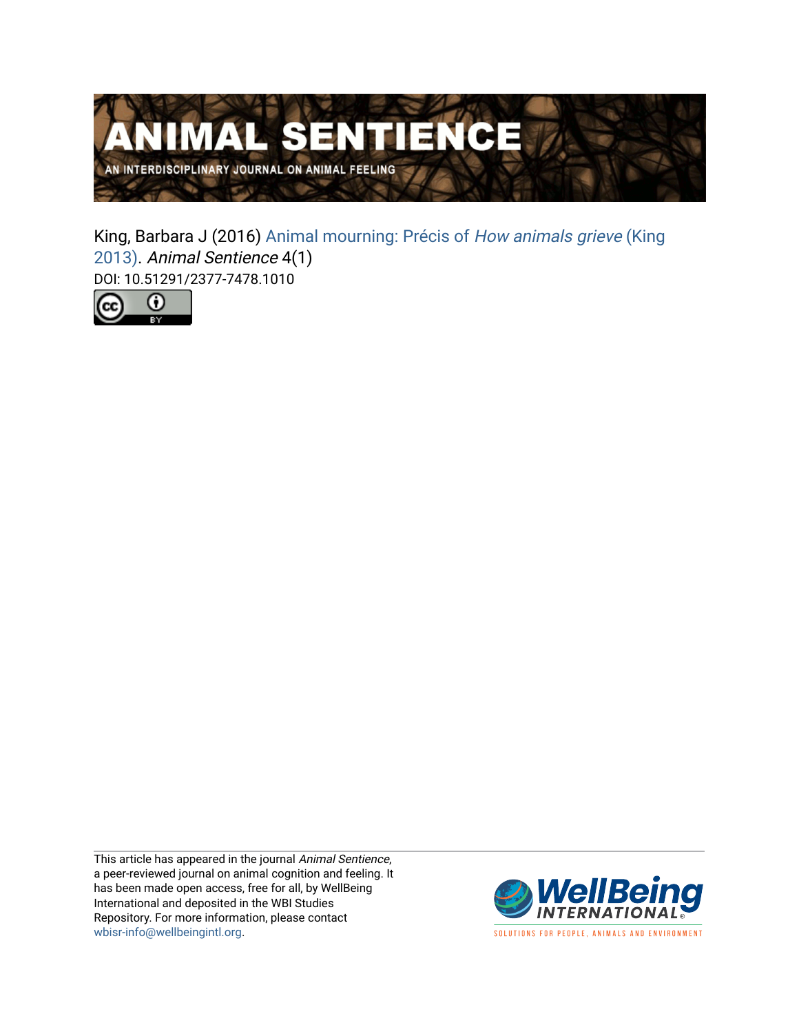# ANIMAL SENTIENCE

AN INTERDISCIPLINARY JOURNAL ON ANIMAL FEELING

King, Barbara J (2016) Animal mourning: Précis of *How animals grieve* (King 2013). *Animal Sentience* 4(1)

DOI: 10.51291/2377-7478.1010

This article has appeared in the journal *Animal Sentience*, a peer-reviewed journal on animal cognition and feeling. It has been made open access, free for all, by WellBeing International and deposited in the WBI Studies Repository. For more information, please contact wbisr-info@wellbeingintl.org.

WellBeing INTERNATIONAL

SOLUTIONS FOR PEOPLE, ANIMALS AND ENVIRONMENT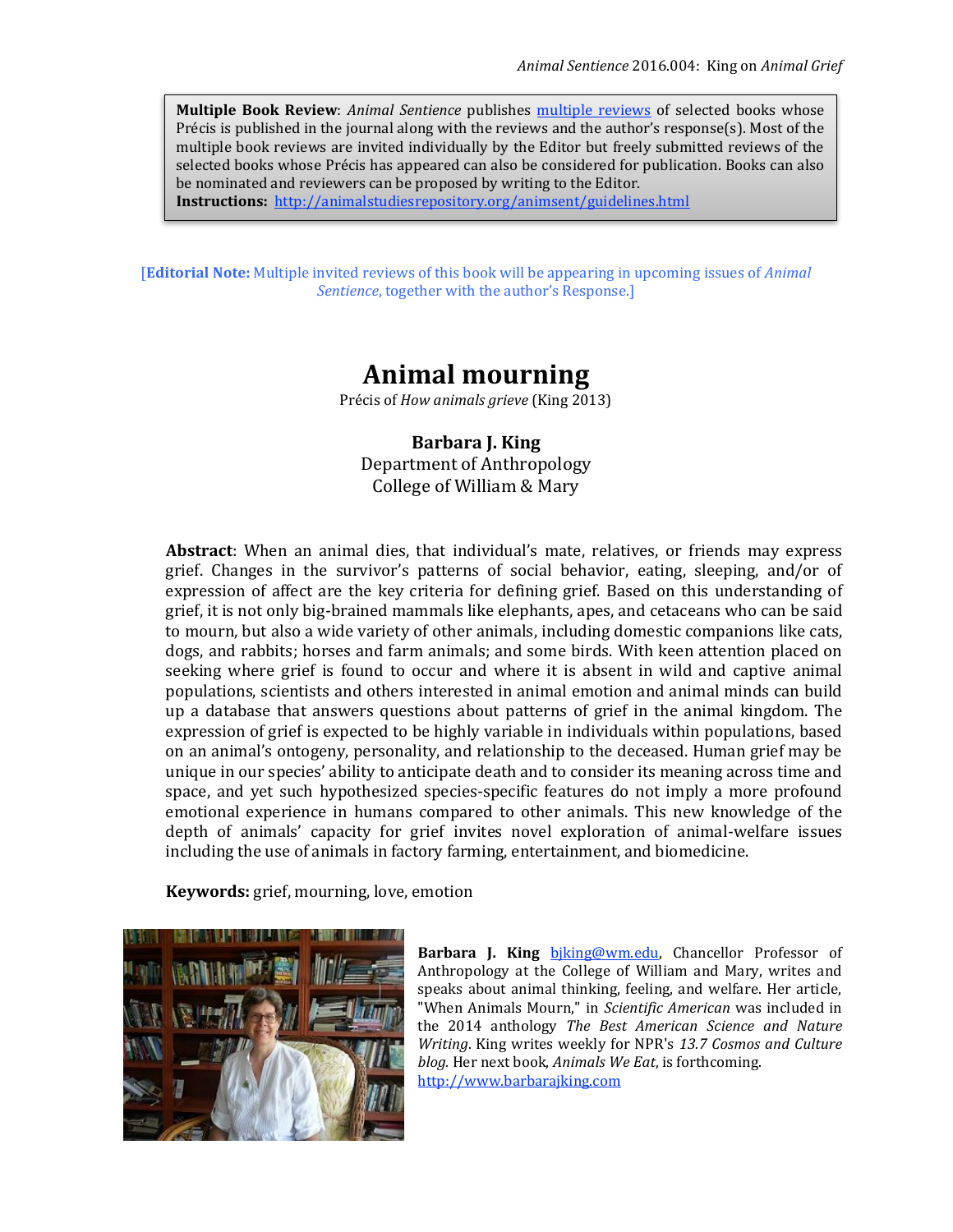**Multiple Book Review**: *Animal Sentience* publishes [multiple reviews](http://animalstudiesrepository.org/animsent/guidelines.html) of selected books whose Précis is published in the journal along with the reviews and the author's response(s). Most of the multiple book reviews are invited individually by the Editor but freely submitted reviews of the selected books whose Précis has appeared can also be considered for publication. Books can also be nominated and reviewers can be proposed by writing to the Editor.
**Instructions:** http://animalstudiesrepository.org/animsent/guidelines.html

[**Editorial Note:** Multiple invited reviews of this book will be appearing in upcoming issues of *Animal Sentience*, together with the author's Response.]

# Animal mourning

Précis of *How animals grieve* (King 2013)

**Barbara J. King**
Department of Anthropology
College of William & Mary

**Abstract**: When an animal dies, that individual's mate, relatives, or friends may express grief. Changes in the survivor's patterns of social behavior, eating, sleeping, and/or of expression of affect are the key criteria for defining grief. Based on this understanding of grief, it is not only big-brained mammals like elephants, apes, and cetaceans who can be said to mourn, but also a wide variety of other animals, including domestic companions like cats, dogs, and rabbits; horses and farm animals; and some birds. With keen attention placed on seeking where grief is found to occur and where it is absent in wild and captive animal populations, scientists and others interested in animal emotion and animal minds can build up a database that answers questions about patterns of grief in the animal kingdom. The expression of grief is expected to be highly variable in individuals within populations, based on an animal's ontogeny, personality, and relationship to the deceased. Human grief may be unique in our species' ability to anticipate death and to consider its meaning across time and space, and yet such hypothesized species-specific features do not imply a more profound emotional experience in humans compared to other animals. This new knowledge of the depth of animals' capacity for grief invites novel exploration of animal-welfare issues including the use of animals in factory farming, entertainment, and biomedicine.

**Keywords:** grief, mourning, love, emotion

**Barbara J. King** bjking@wm.edu, Chancellor Professor of Anthropology at the College of William and Mary, writes and speaks about animal thinking, feeling, and welfare. Her article, "When Animals Mourn," in *Scientific American* was included in the 2014 anthology *The Best American Science and Nature Writing*. King writes weekly for NPR's *13.7 Cosmos and Culture blog.* Her next book, *Animals We Eat*, is forthcoming.
http://www.barbarajking.com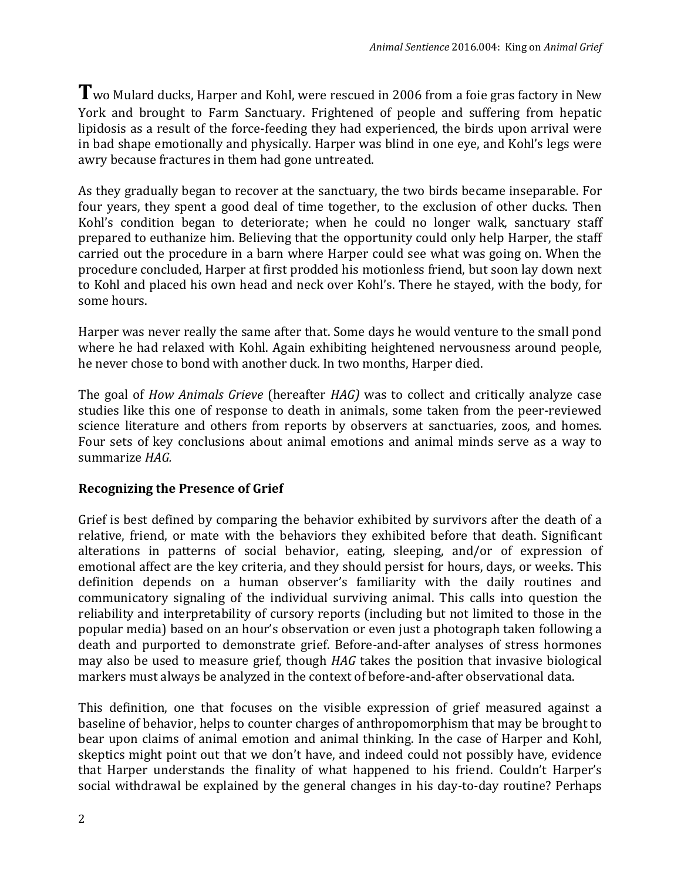**T**wo Mulard ducks, Harper and Kohl, were rescued in 2006 from a foie gras factory in New York and brought to Farm Sanctuary. Frightened of people and suffering from hepatic lipidosis as a result of the force-feeding they had experienced, the birds upon arrival were in bad shape emotionally and physically. Harper was blind in one eye, and Kohl's legs were awry because fractures in them had gone untreated.

As they gradually began to recover at the sanctuary, the two birds became inseparable. For four years, they spent a good deal of time together, to the exclusion of other ducks. Then Kohl's condition began to deteriorate; when he could no longer walk, sanctuary staff prepared to euthanize him. Believing that the opportunity could only help Harper, the staff carried out the procedure in a barn where Harper could see what was going on. When the procedure concluded, Harper at first prodded his motionless friend, but soon lay down next to Kohl and placed his own head and neck over Kohl's. There he stayed, with the body, for some hours.

Harper was never really the same after that. Some days he would venture to the small pond where he had relaxed with Kohl. Again exhibiting heightened nervousness around people, he never chose to bond with another duck. In two months, Harper died.

The goal of *How Animals Grieve* (hereafter *HAG)* was to collect and critically analyze case studies like this one of response to death in animals, some taken from the peer-reviewed science literature and others from reports by observers at sanctuaries, zoos, and homes. Four sets of key conclusions about animal emotions and animal minds serve as a way to summarize *HAG.*

## Recognizing the Presence of Grief

Grief is best defined by comparing the behavior exhibited by survivors after the death of a relative, friend, or mate with the behaviors they exhibited before that death. Significant alterations in patterns of social behavior, eating, sleeping, and/or of expression of emotional affect are the key criteria, and they should persist for hours, days, or weeks. This definition depends on a human observer's familiarity with the daily routines and communicatory signaling of the individual surviving animal. This calls into question the reliability and interpretability of cursory reports (including but not limited to those in the popular media) based on an hour's observation or even just a photograph taken following a death and purported to demonstrate grief. Before-and-after analyses of stress hormones may also be used to measure grief, though *HAG* takes the position that invasive biological markers must always be analyzed in the context of before-and-after observational data.

This definition, one that focuses on the visible expression of grief measured against a baseline of behavior, helps to counter charges of anthropomorphism that may be brought to bear upon claims of animal emotion and animal thinking. In the case of Harper and Kohl, skeptics might point out that we don't have, and indeed could not possibly have, evidence that Harper understands the finality of what happened to his friend. Couldn't Harper's social withdrawal be explained by the general changes in his day-to-day routine? Perhaps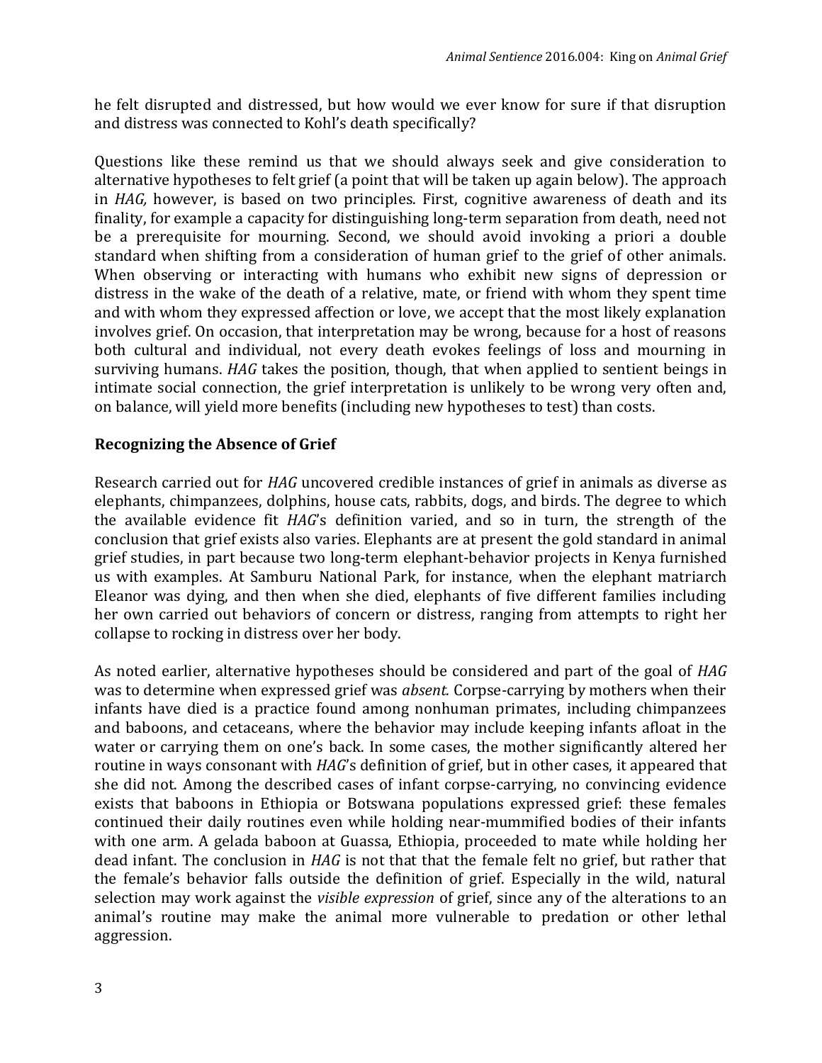he felt disrupted and distressed, but how would we ever know for sure if that disruption and distress was connected to Kohl's death specifically?

Questions like these remind us that we should always seek and give consideration to alternative hypotheses to felt grief (a point that will be taken up again below). The approach in *HAG,* however, is based on two principles. First, cognitive awareness of death and its finality, for example a capacity for distinguishing long-term separation from death, need not be a prerequisite for mourning. Second, we should avoid invoking a priori a double standard when shifting from a consideration of human grief to the grief of other animals. When observing or interacting with humans who exhibit new signs of depression or distress in the wake of the death of a relative, mate, or friend with whom they spent time and with whom they expressed affection or love, we accept that the most likely explanation involves grief. On occasion, that interpretation may be wrong, because for a host of reasons both cultural and individual, not every death evokes feelings of loss and mourning in surviving humans. *HAG* takes the position, though, that when applied to sentient beings in intimate social connection, the grief interpretation is unlikely to be wrong very often and, on balance, will yield more benefits (including new hypotheses to test) than costs.

## Recognizing the Absence of Grief

Research carried out for *HAG* uncovered credible instances of grief in animals as diverse as elephants, chimpanzees, dolphins, house cats, rabbits, dogs, and birds. The degree to which the available evidence fit *HAG*'s definition varied, and so in turn, the strength of the conclusion that grief exists also varies. Elephants are at present the gold standard in animal grief studies, in part because two long-term elephant-behavior projects in Kenya furnished us with examples. At Samburu National Park, for instance, when the elephant matriarch Eleanor was dying, and then when she died, elephants of five different families including her own carried out behaviors of concern or distress, ranging from attempts to right her collapse to rocking in distress over her body.

As noted earlier, alternative hypotheses should be considered and part of the goal of *HAG* was to determine when expressed grief was *absent.* Corpse-carrying by mothers when their infants have died is a practice found among nonhuman primates, including chimpanzees and baboons, and cetaceans, where the behavior may include keeping infants afloat in the water or carrying them on one's back. In some cases, the mother significantly altered her routine in ways consonant with *HAG*'s definition of grief, but in other cases, it appeared that she did not. Among the described cases of infant corpse-carrying, no convincing evidence exists that baboons in Ethiopia or Botswana populations expressed grief: these females continued their daily routines even while holding near-mummified bodies of their infants with one arm. A gelada baboon at Guassa, Ethiopia, proceeded to mate while holding her dead infant. The conclusion in *HAG* is not that that the female felt no grief, but rather that the female's behavior falls outside the definition of grief. Especially in the wild, natural selection may work against the *visible expression* of grief, since any of the alterations to an animal's routine may make the animal more vulnerable to predation or other lethal aggression.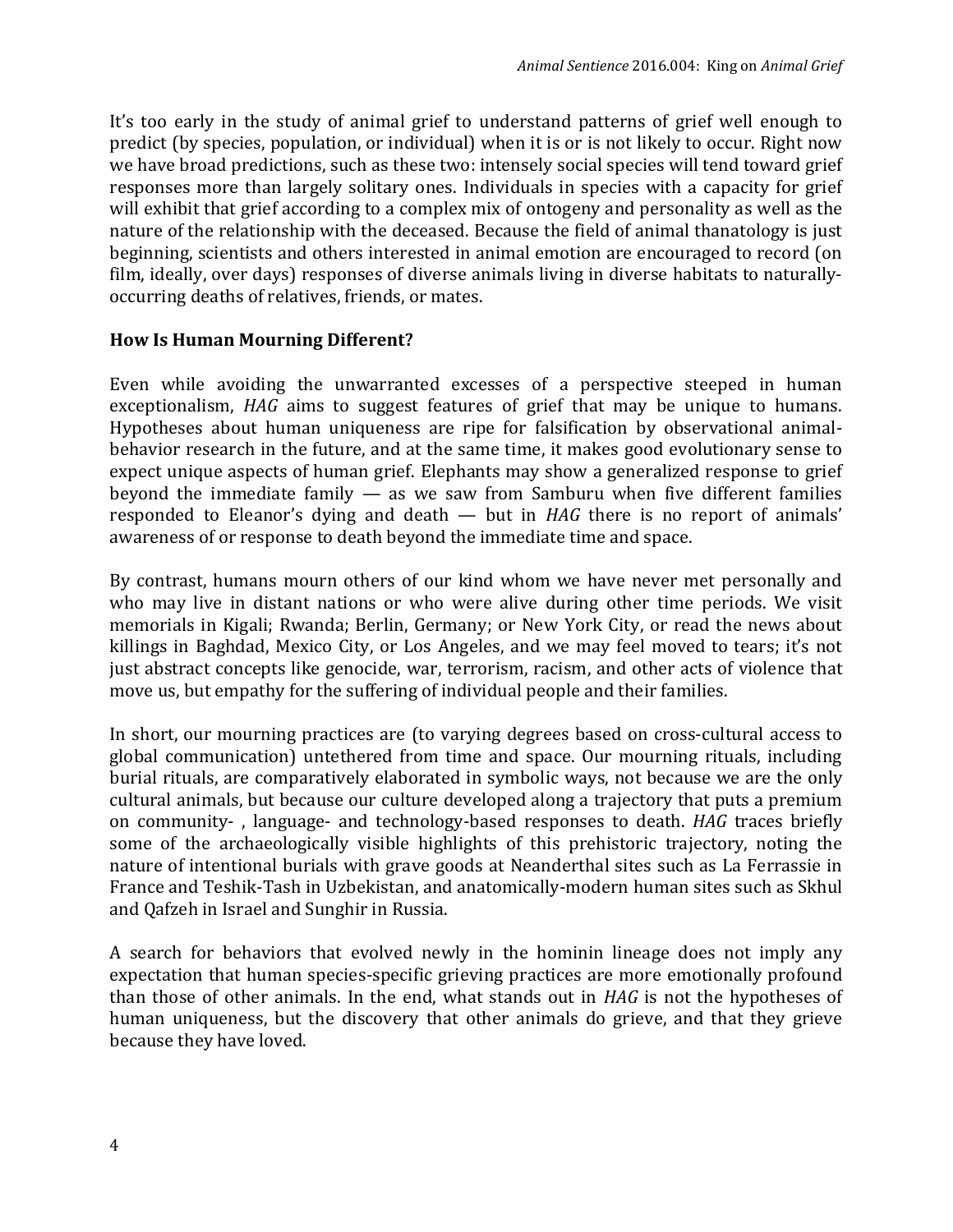It's too early in the study of animal grief to understand patterns of grief well enough to predict (by species, population, or individual) when it is or is not likely to occur. Right now we have broad predictions, such as these two: intensely social species will tend toward grief responses more than largely solitary ones. Individuals in species with a capacity for grief will exhibit that grief according to a complex mix of ontogeny and personality as well as the nature of the relationship with the deceased. Because the field of animal thanatology is just beginning, scientists and others interested in animal emotion are encouraged to record (on film, ideally, over days) responses of diverse animals living in diverse habitats to naturally-occurring deaths of relatives, friends, or mates.

**How Is Human Mourning Different?**

Even while avoiding the unwarranted excesses of a perspective steeped in human exceptionalism, *HAG* aims to suggest features of grief that may be unique to humans. Hypotheses about human uniqueness are ripe for falsification by observational animal-behavior research in the future, and at the same time, it makes good evolutionary sense to expect unique aspects of human grief. Elephants may show a generalized response to grief beyond the immediate family — as we saw from Samburu when five different families responded to Eleanor's dying and death — but in *HAG* there is no report of animals' awareness of or response to death beyond the immediate time and space.

By contrast, humans mourn others of our kind whom we have never met personally and who may live in distant nations or who were alive during other time periods. We visit memorials in Kigali; Rwanda; Berlin, Germany; or New York City, or read the news about killings in Baghdad, Mexico City, or Los Angeles, and we may feel moved to tears; it's not just abstract concepts like genocide, war, terrorism, racism, and other acts of violence that move us, but empathy for the suffering of individual people and their families.

In short, our mourning practices are (to varying degrees based on cross-cultural access to global communication) untethered from time and space. Our mourning rituals, including burial rituals, are comparatively elaborated in symbolic ways, not because we are the only cultural animals, but because our culture developed along a trajectory that puts a premium on community- , language- and technology-based responses to death. *HAG* traces briefly some of the archaeologically visible highlights of this prehistoric trajectory, noting the nature of intentional burials with grave goods at Neanderthal sites such as La Ferrassie in France and Teshik-Tash in Uzbekistan, and anatomically-modern human sites such as Skhul and Qafzeh in Israel and Sunghir in Russia.

A search for behaviors that evolved newly in the hominin lineage does not imply any expectation that human species-specific grieving practices are more emotionally profound than those of other animals. In the end, what stands out in *HAG* is not the hypotheses of human uniqueness, but the discovery that other animals do grieve, and that they grieve because they have loved.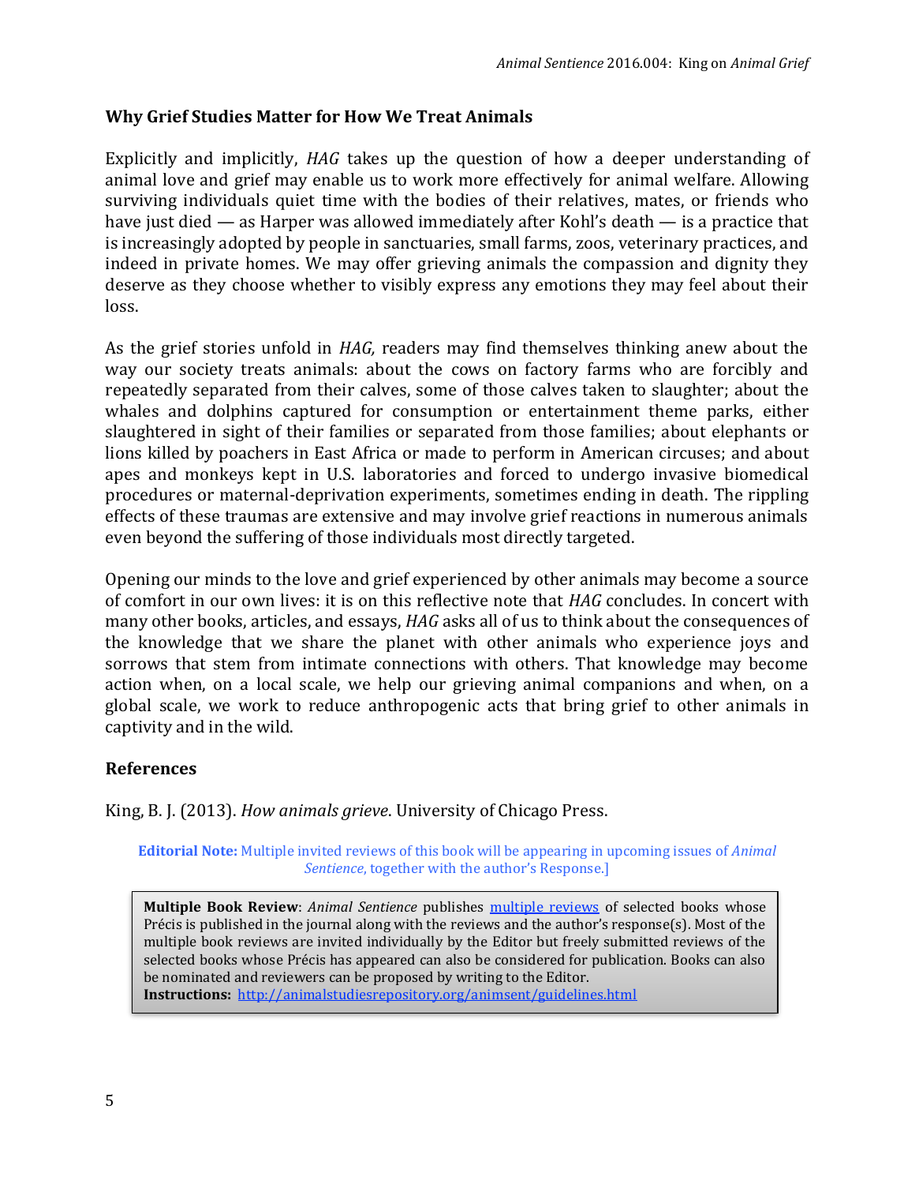## Why Grief Studies Matter for How We Treat Animals

Explicitly and implicitly, *HAG* takes up the question of how a deeper understanding of animal love and grief may enable us to work more effectively for animal welfare. Allowing surviving individuals quiet time with the bodies of their relatives, mates, or friends who have just died — as Harper was allowed immediately after Kohl's death — is a practice that is increasingly adopted by people in sanctuaries, small farms, zoos, veterinary practices, and indeed in private homes. We may offer grieving animals the compassion and dignity they deserve as they choose whether to visibly express any emotions they may feel about their loss.

As the grief stories unfold in *HAG,* readers may find themselves thinking anew about the way our society treats animals: about the cows on factory farms who are forcibly and repeatedly separated from their calves, some of those calves taken to slaughter; about the whales and dolphins captured for consumption or entertainment theme parks, either slaughtered in sight of their families or separated from those families; about elephants or lions killed by poachers in East Africa or made to perform in American circuses; and about apes and monkeys kept in U.S. laboratories and forced to undergo invasive biomedical procedures or maternal-deprivation experiments, sometimes ending in death. The rippling effects of these traumas are extensive and may involve grief reactions in numerous animals even beyond the suffering of those individuals most directly targeted.

Opening our minds to the love and grief experienced by other animals may become a source of comfort in our own lives: it is on this reflective note that *HAG* concludes. In concert with many other books, articles, and essays, *HAG* asks all of us to think about the consequences of the knowledge that we share the planet with other animals who experience joys and sorrows that stem from intimate connections with others. That knowledge may become action when, on a local scale, we help our grieving animal companions and when, on a global scale, we work to reduce anthropogenic acts that bring grief to other animals in captivity and in the wild.

## References

King, B. J. (2013). *How animals grieve*. University of Chicago Press.

**Editorial Note:** Multiple invited reviews of this book will be appearing in upcoming issues of *Animal Sentience*, together with the author's Response.]

**Multiple Book Review**: *Animal Sentience* publishes multiple reviews of selected books whose Précis is published in the journal along with the reviews and the author's response(s). Most of the multiple book reviews are invited individually by the Editor but freely submitted reviews of the selected books whose Précis has appeared can also be considered for publication. Books can also be nominated and reviewers can be proposed by writing to the Editor.
**Instructions:** http://animalstudiesrepository.org/animsent/guidelines.html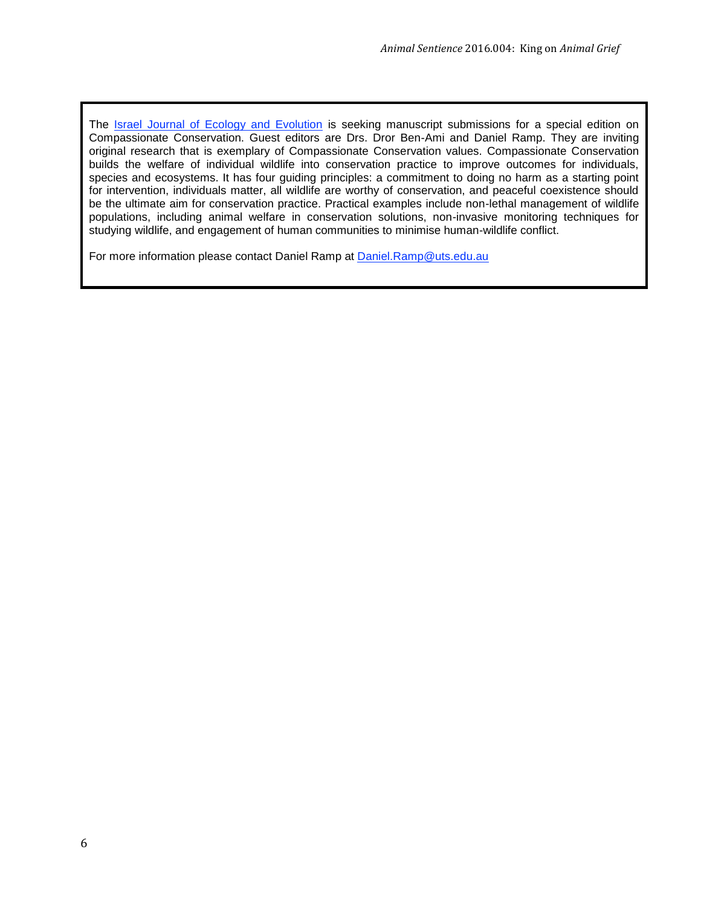The [Israel Journal of Ecology and Evolution](#) is seeking manuscript submissions for a special edition on Compassionate Conservation. Guest editors are Drs. Dror Ben-Ami and Daniel Ramp. They are inviting original research that is exemplary of Compassionate Conservation values. Compassionate Conservation builds the welfare of individual wildlife into conservation practice to improve outcomes for individuals, species and ecosystems. It has four guiding principles: a commitment to doing no harm as a starting point for intervention, individuals matter, all wildlife are worthy of conservation, and peaceful coexistence should be the ultimate aim for conservation practice. Practical examples include non-lethal management of wildlife populations, including animal welfare in conservation solutions, non-invasive monitoring techniques for studying wildlife, and engagement of human communities to minimise human-wildlife conflict.

For more information please contact Daniel Ramp at [Daniel.Ramp@uts.edu.au](mailto:Daniel.Ramp@uts.edu.au)